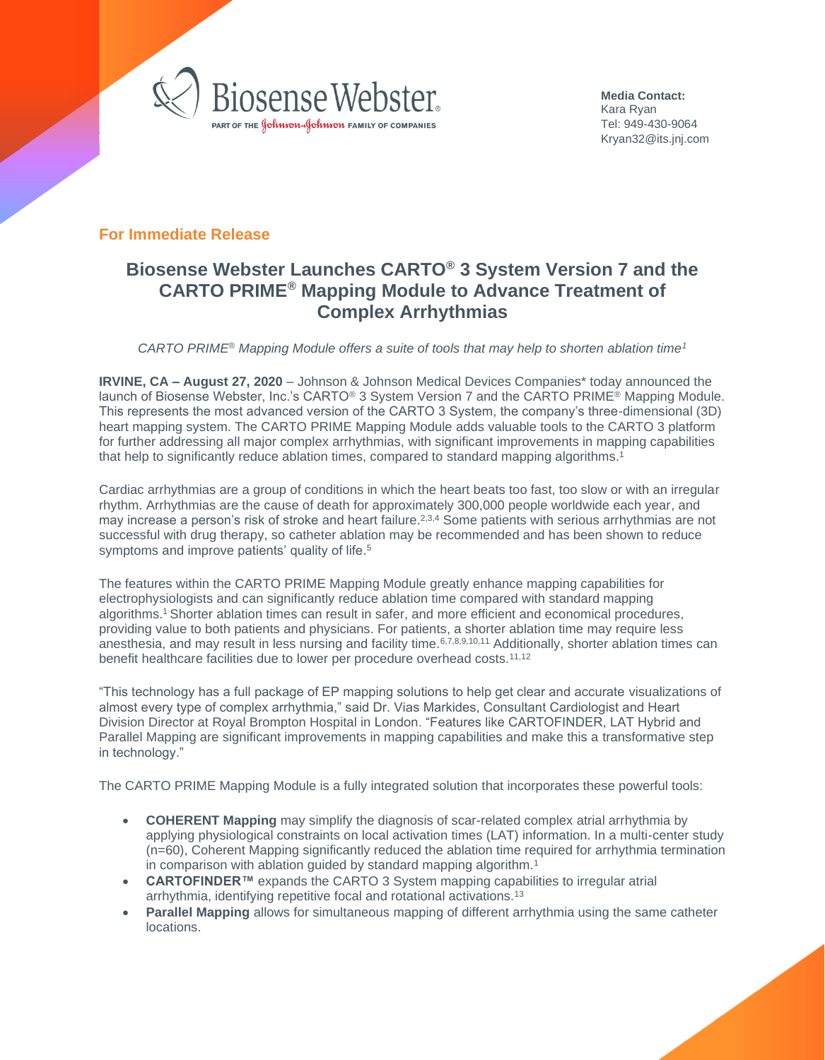Biosense Webster

PART OF THE Johnson & Johnson FAMILY OF COMPANIES

**Media Contact:**
Kara Ryan
Tel: 949-430-9064
Kryan32@its.jnj.com

**For Immediate Release**

# Biosense Webster Launches CARTO® 3 System Version 7 and the CARTO PRIME® Mapping Module to Advance Treatment of Complex Arrhythmias

*CARTO PRIME® Mapping Module offers a suite of tools that may help to shorten ablation time[1]*

**IRVINE, CA – August 27, 2020** – Johnson & Johnson Medical Devices Companies* today announced the launch of Biosense Webster, Inc.'s CARTO® 3 System Version 7 and the CARTO PRIME® Mapping Module. This represents the most advanced version of the CARTO 3 System, the company's three-dimensional (3D) heart mapping system. The CARTO PRIME Mapping Module adds valuable tools to the CARTO 3 platform for further addressing all major complex arrhythmias, with significant improvements in mapping capabilities that help to significantly reduce ablation times, compared to standard mapping algorithms.[1]

Cardiac arrhythmias are a group of conditions in which the heart beats too fast, too slow or with an irregular rhythm. Arrhythmias are the cause of death for approximately 300,000 people worldwide each year, and may increase a person's risk of stroke and heart failure.[2,3,4] Some patients with serious arrhythmias are not successful with drug therapy, so catheter ablation may be recommended and has been shown to reduce symptoms and improve patients' quality of life.[5]

The features within the CARTO PRIME Mapping Module greatly enhance mapping capabilities for electrophysiologists and can significantly reduce ablation time compared with standard mapping algorithms.[1] Shorter ablation times can result in safer, and more efficient and economical procedures, providing value to both patients and physicians. For patients, a shorter ablation time may require less anesthesia, and may result in less nursing and facility time.[6,7,8,9,10,11] Additionally, shorter ablation times can benefit healthcare facilities due to lower per procedure overhead costs.[11,12]

"This technology has a full package of EP mapping solutions to help get clear and accurate visualizations of almost every type of complex arrhythmia," said Dr. Vias Markides, Consultant Cardiologist and Heart Division Director at Royal Brompton Hospital in London. "Features like CARTOFINDER, LAT Hybrid and Parallel Mapping are significant improvements in mapping capabilities and make this a transformative step in technology."

The CARTO PRIME Mapping Module is a fully integrated solution that incorporates these powerful tools:

- **COHERENT Mapping** may simplify the diagnosis of scar-related complex atrial arrhythmia by applying physiological constraints on local activation times (LAT) information. In a multi-center study (n=60), Coherent Mapping significantly reduced the ablation time required for arrhythmia termination in comparison with ablation guided by standard mapping algorithm.[1]
- **CARTOFINDER™** expands the CARTO 3 System mapping capabilities to irregular atrial arrhythmia, identifying repetitive focal and rotational activations.[13]
- **Parallel Mapping** allows for simultaneous mapping of different arrhythmia using the same catheter locations.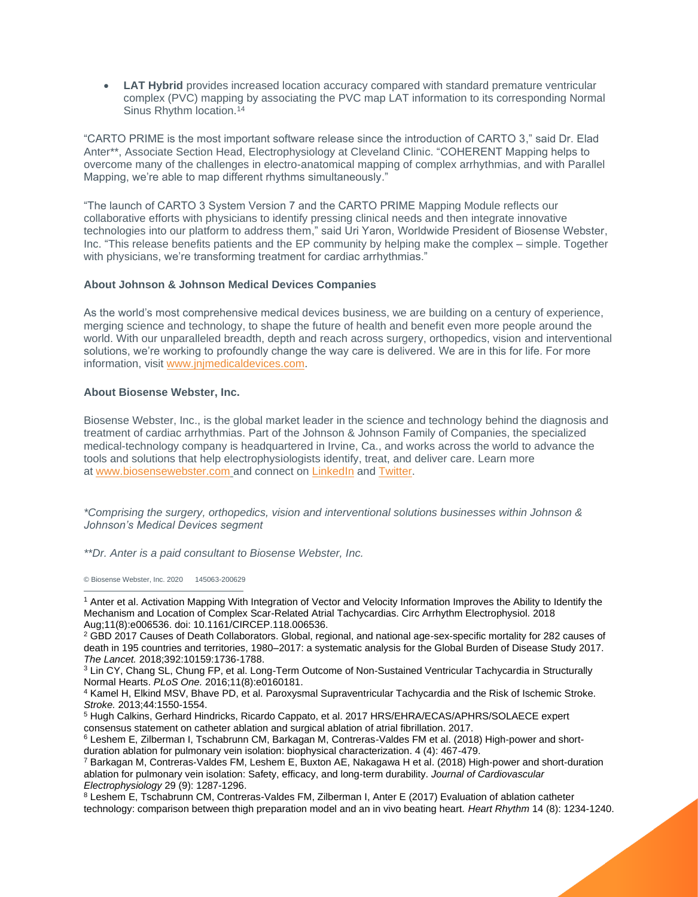- **LAT Hybrid** provides increased location accuracy compared with standard premature ventricular complex (PVC) mapping by associating the PVC map LAT information to its corresponding Normal Sinus Rhythm location.[14]

"CARTO PRIME is the most important software release since the introduction of CARTO 3," said Dr. Elad Anter**, Associate Section Head, Electrophysiology at Cleveland Clinic. "COHERENT Mapping helps to overcome many of the challenges in electro-anatomical mapping of complex arrhythmias, and with Parallel Mapping, we're able to map different rhythms simultaneously."

"The launch of CARTO 3 System Version 7 and the CARTO PRIME Mapping Module reflects our collaborative efforts with physicians to identify pressing clinical needs and then integrate innovative technologies into our platform to address them," said Uri Yaron, Worldwide President of Biosense Webster, Inc. "This release benefits patients and the EP community by helping make the complex – simple. Together with physicians, we're transforming treatment for cardiac arrhythmias."

**About Johnson & Johnson Medical Devices Companies**

As the world's most comprehensive medical devices business, we are building on a century of experience, merging science and technology, to shape the future of health and benefit even more people around the world. With our unparalleled breadth, depth and reach across surgery, orthopedics, vision and interventional solutions, we're working to profoundly change the way care is delivered. We are in this for life. For more information, visit www.jnjmedicaldevices.com.

**About Biosense Webster, Inc.**

Biosense Webster, Inc., is the global market leader in the science and technology behind the diagnosis and treatment of cardiac arrhythmias. Part of the Johnson & Johnson Family of Companies, the specialized medical-technology company is headquartered in Irvine, Ca., and works across the world to advance the tools and solutions that help electrophysiologists identify, treat, and deliver care. Learn more at www.biosensewebster.com and connect on LinkedIn and Twitter.

*\*Comprising the surgery, orthopedics, vision and interventional solutions businesses within Johnson & Johnson's Medical Devices segment*

*\*\*Dr. Anter is a paid consultant to Biosense Webster, Inc.*

© Biosense Webster, Inc. 2020 145063-200629

---

[1] Anter et al. Activation Mapping With Integration of Vector and Velocity Information Improves the Ability to Identify the Mechanism and Location of Complex Scar-Related Atrial Tachycardias. Circ Arrhythm Electrophysiol. 2018 Aug;11(8):e006536. doi: 10.1161/CIRCEP.118.006536.

[2] GBD 2017 Causes of Death Collaborators. Global, regional, and national age-sex-specific mortality for 282 causes of death in 195 countries and territories, 1980–2017: a systematic analysis for the Global Burden of Disease Study 2017. *The Lancet.* 2018;392:10159:1736-1788.

[3] Lin CY, Chang SL, Chung FP, et al. Long-Term Outcome of Non-Sustained Ventricular Tachycardia in Structurally Normal Hearts. *PLoS One.* 2016;11(8):e0160181.

[4] Kamel H, Elkind MSV, Bhave PD, et al. Paroxysmal Supraventricular Tachycardia and the Risk of Ischemic Stroke. *Stroke.* 2013;44:1550-1554.

[5] Hugh Calkins, Gerhard Hindricks, Ricardo Cappato, et al. 2017 HRS/EHRA/ECAS/APHRS/SOLAECE expert consensus statement on catheter ablation and surgical ablation of atrial fibrillation. 2017.

[6] Leshem E, Zilberman I, Tschabrunn CM, Barkagan M, Contreras-Valdes FM et al. (2018) High-power and short-duration ablation for pulmonary vein isolation: biophysical characterization. 4 (4): 467-479.

[7] Barkagan M, Contreras-Valdes FM, Leshem E, Buxton AE, Nakagawa H et al. (2018) High-power and short-duration ablation for pulmonary vein isolation: Safety, efficacy, and long-term durability. *Journal of Cardiovascular Electrophysiology* 29 (9): 1287-1296.

[8] Leshem E, Tschabrunn CM, Contreras-Valdes FM, Zilberman I, Anter E (2017) Evaluation of ablation catheter technology: comparison between thigh preparation model and an in vivo beating heart. *Heart Rhythm* 14 (8): 1234-1240.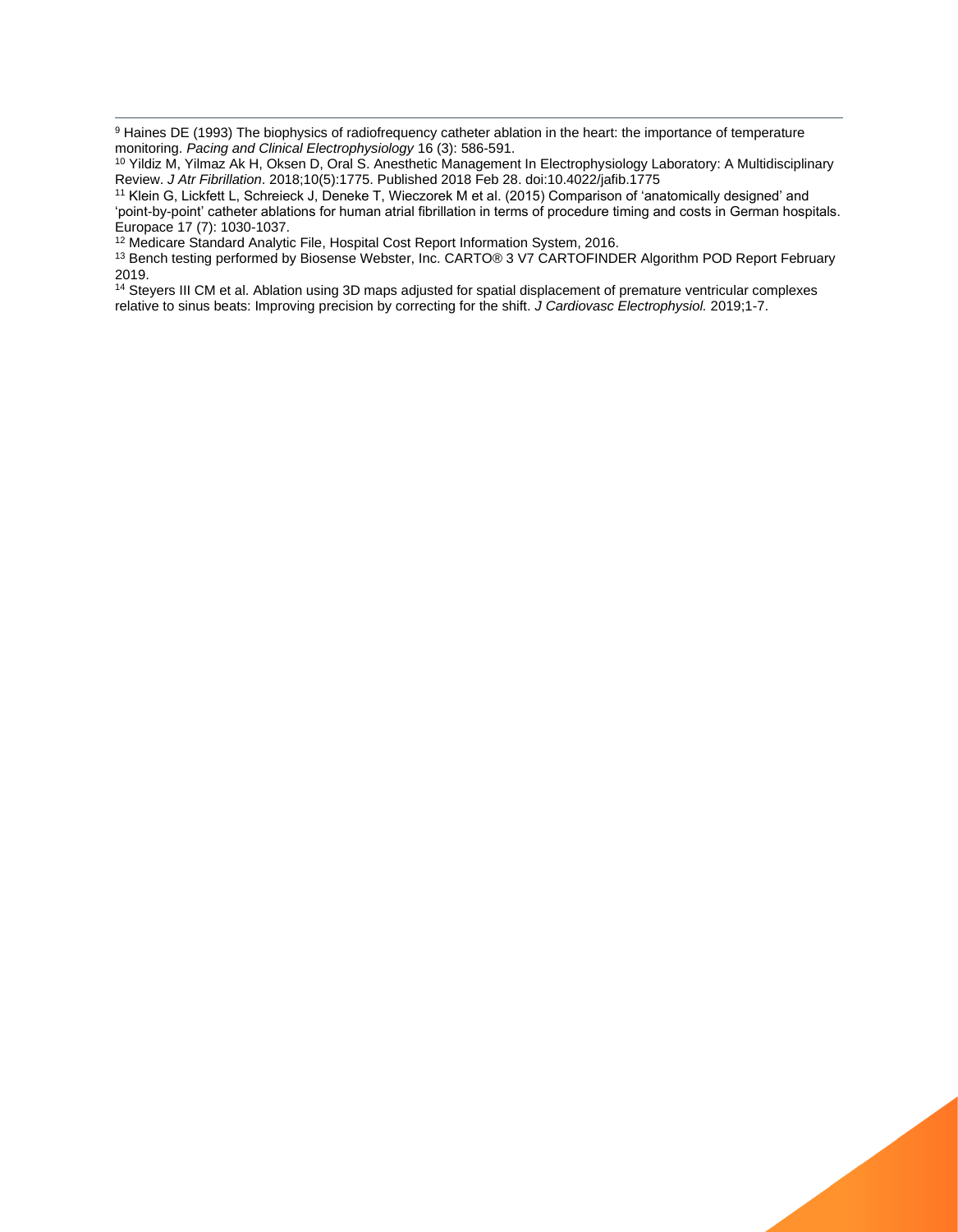[9] Haines DE (1993) The biophysics of radiofrequency catheter ablation in the heart: the importance of temperature monitoring. *Pacing and Clinical Electrophysiology* 16 (3): 586-591.

[10] Yildiz M, Yilmaz Ak H, Oksen D, Oral S. Anesthetic Management In Electrophysiology Laboratory: A Multidisciplinary Review. *J Atr Fibrillation*. 2018;10(5):1775. Published 2018 Feb 28. doi:10.4022/jafib.1775

[11] Klein G, Lickfett L, Schreieck J, Deneke T, Wieczorek M et al. (2015) Comparison of 'anatomically designed' and 'point-by-point' catheter ablations for human atrial fibrillation in terms of procedure timing and costs in German hospitals. Europace 17 (7): 1030-1037.

[12] Medicare Standard Analytic File, Hospital Cost Report Information System, 2016.

[13] Bench testing performed by Biosense Webster, Inc. CARTO® 3 V7 CARTOFINDER Algorithm POD Report February 2019.

[14] Steyers III CM et al. Ablation using 3D maps adjusted for spatial displacement of premature ventricular complexes relative to sinus beats: Improving precision by correcting for the shift. *J Cardiovasc Electrophysiol.* 2019;1-7.